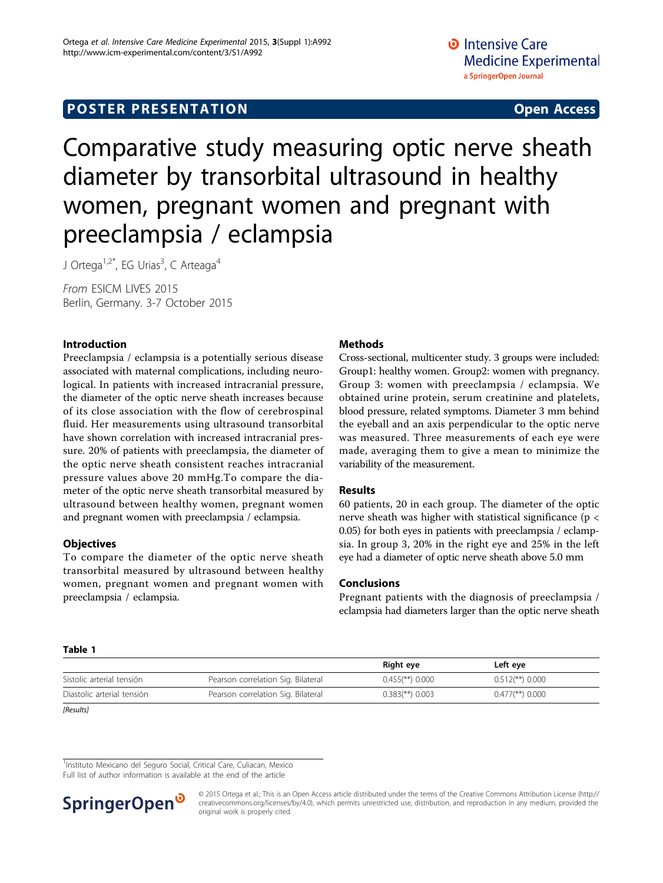POSTER PRESENTATION | Open Access

# Comparative study measuring optic nerve sheath diameter by transorbital ultrasound in healthy women, pregnant women and pregnant with preeclampsia / eclampsia

J Ortega[1,2*], EG Urias[3], C Arteaga[4]

*From* ESICM LIVES 2015
Berlin, Germany. 3-7 October 2015

## Introduction

Preeclampsia / eclampsia is a potentially serious disease associated with maternal complications, including neurological. In patients with increased intracranial pressure, the diameter of the optic nerve sheath increases because of its close association with the flow of cerebrospinal fluid. Her measurements using ultrasound transorbital have shown correlation with increased intracranial pressure. 20% of patients with preeclampsia, the diameter of the optic nerve sheath consistent reaches intracranial pressure values above 20 mmHg.To compare the diameter of the optic nerve sheath transorbital measured by ultrasound between healthy women, pregnant women and pregnant women with preeclampsia / eclampsia.

## Objectives

To compare the diameter of the optic nerve sheath transorbital measured by ultrasound between healthy women, pregnant women and pregnant women with preeclampsia / eclampsia.

## Methods

Cross-sectional, multicenter study. 3 groups were included: Group1: healthy women. Group2: women with pregnancy. Group 3: women with preeclampsia / eclampsia. We obtained urine protein, serum creatinine and platelets, blood pressure, related symptoms. Diameter 3 mm behind the eyeball and an axis perpendicular to the optic nerve was measured. Three measurements of each eye were made, averaging them to give a mean to minimize the variability of the measurement.

## Results

60 patients, 20 in each group. The diameter of the optic nerve sheath was higher with statistical significance ($p < 0.05$) for both eyes in patients with preeclampsia / eclampsia. In group 3, 20% in the right eye and 25% in the left eye had a diameter of optic nerve sheath above 5.0 mm

## Conclusions

Pregnant patients with the diagnosis of preeclampsia / eclampsia had diameters larger than the optic nerve sheath

**Table 1**

| | | Right eye | Left eye |
|---|---|---|---|
| Sistolic arterial tensión | Pearson correlation Sig. Bilateral | 0.455(**) 0.000 | 0.512(**) 0.000 |
| Diastolic arterial tensión | Pearson correlation Sig. Bilateral | 0.383(**) 0.003 | 0.477(**) 0.000 |

*[Results]*

[1]Instituto Mexicano del Seguro Social, Critical Care, Culiacan, Mexico
Full list of author information is available at the end of the article

© 2015 Ortega et al.; This is an Open Access article distributed under the terms of the Creative Commons Attribution License (http://creativecommons.org/licenses/by/4.0), which permits unrestricted use, distribution, and reproduction in any medium, provided the original work is properly cited.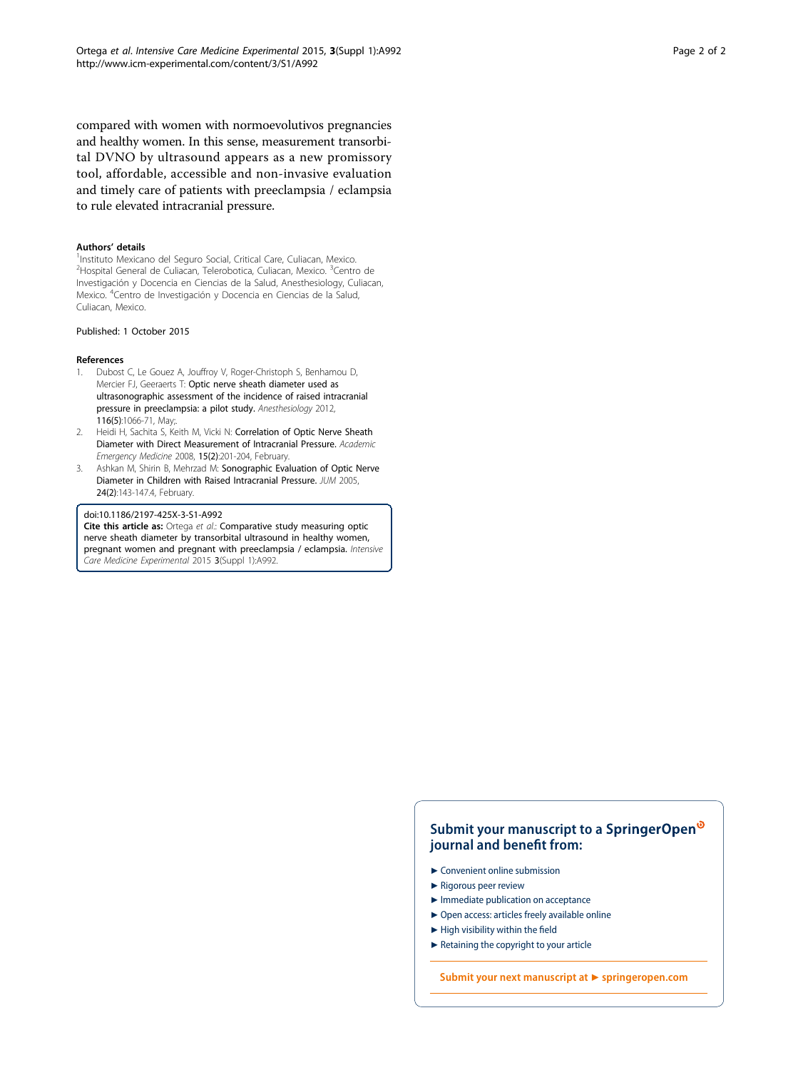compared with women with normoevolutivos pregnancies and healthy women. In this sense, measurement transorbital DVNO by ultrasound appears as a new promissory tool, affordable, accessible and non-invasive evaluation and timely care of patients with preeclampsia / eclampsia to rule elevated intracranial pressure.

#### Authors' details

[1]Instituto Mexicano del Seguro Social, Critical Care, Culiacan, Mexico. [2]Hospital General de Culiacan, Telerobotica, Culiacan, Mexico. [3]Centro de Investigación y Docencia en Ciencias de la Salud, Anesthesiology, Culiacan, Mexico. [4]Centro de Investigación y Docencia en Ciencias de la Salud, Culiacan, Mexico.

Published: 1 October 2015

#### References

1. Dubost C, Le Gouez A, Jouffroy V, Roger-Christoph S, Benhamou D, Mercier FJ, Geeraerts T: **Optic nerve sheath diameter used as ultrasonographic assessment of the incidence of raised intracranial pressure in preeclampsia: a pilot study.** *Anesthesiology* 2012, **116(5)**:1066-71, May;.
2. Heidi H, Sachita S, Keith M, Vicki N: **Correlation of Optic Nerve Sheath Diameter with Direct Measurement of Intracranial Pressure.** *Academic Emergency Medicine* 2008, **15(2)**:201-204, February.
3. Ashkan M, Shirin B, Mehrzad M: **Sonographic Evaluation of Optic Nerve Diameter in Children with Raised Intracranial Pressure.** *JUM* 2005, **24(2)**:143-147.4, February.

doi:10.1186/2197-425X-3-S1-A992

**Cite this article as:** Ortega *et al.*: Comparative study measuring optic nerve sheath diameter by transorbital ultrasound in healthy women, pregnant women and pregnant with preeclampsia / eclampsia. *Intensive Care Medicine Experimental* 2015 **3**(Suppl 1):A992.

**Submit your manuscript to a SpringerOpen journal and benefit from:**

- ► Convenient online submission
- ► Rigorous peer review
- ► Immediate publication on acceptance
- ► Open access: articles freely available online
- ► High visibility within the field
- ► Retaining the copyright to your article

**Submit your next manuscript at ► springeropen.com**